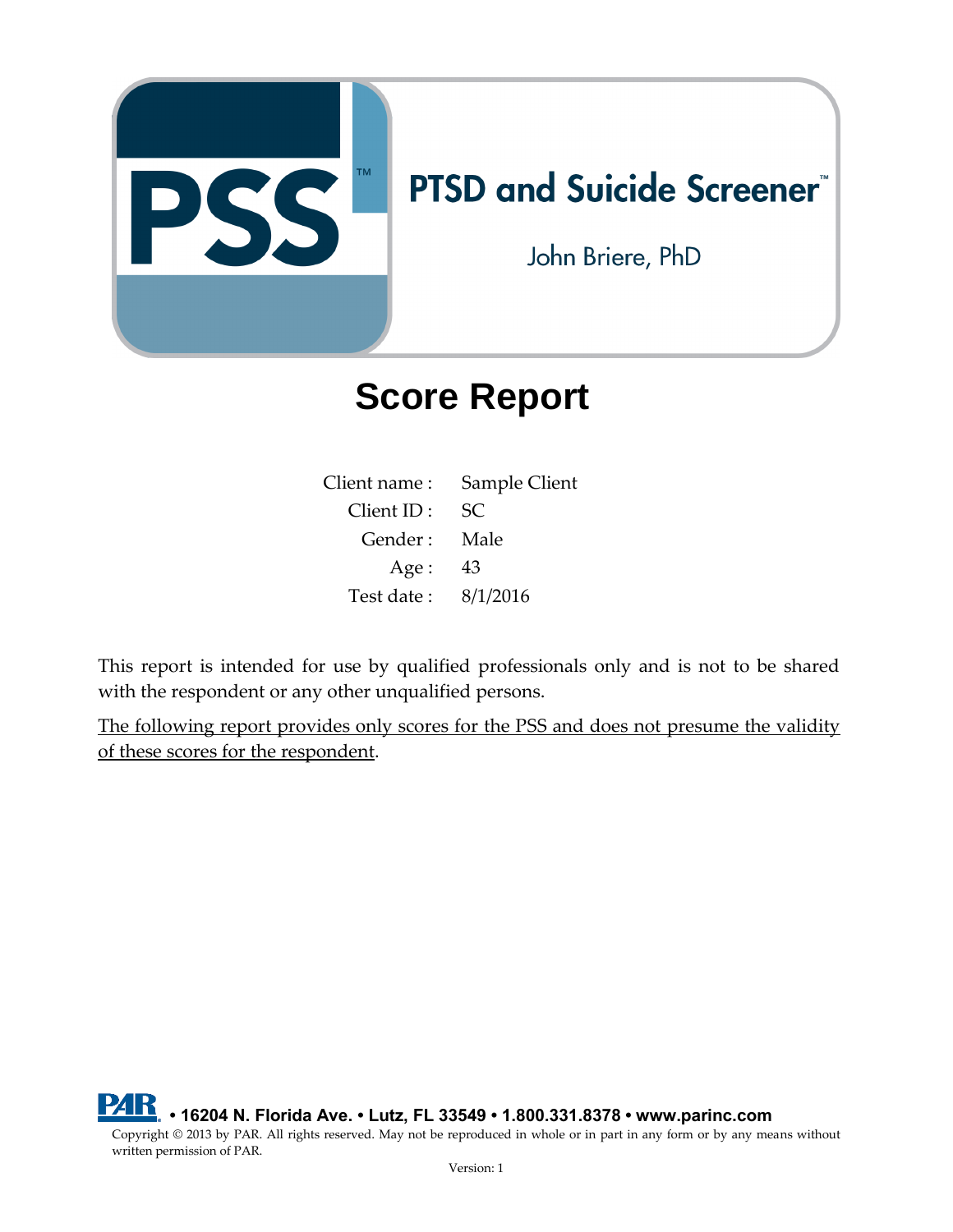# PSS™

## PTSD and Suicide Screener™

John Briere, PhD

# Score Report

| | |
|---|---|
| Client name : | Sample Client |
| Client ID : | SC |
| Gender : | Male |
| Age : | 43 |
| Test date : | 8/1/2016 |

This report is intended for use by qualified professionals only and is not to be shared with the respondent or any other unqualified persons.

<u>The following report provides only scores for the PSS and does not presume the validity of these scores for the respondent</u>.

PAR • 16204 N. Florida Ave. • Lutz, FL 33549 • 1.800.331.8378 • www.parinc.com

Copyright © 2013 by PAR. All rights reserved. May not be reproduced in whole or in part in any form or by any means without written permission of PAR.

Version: 1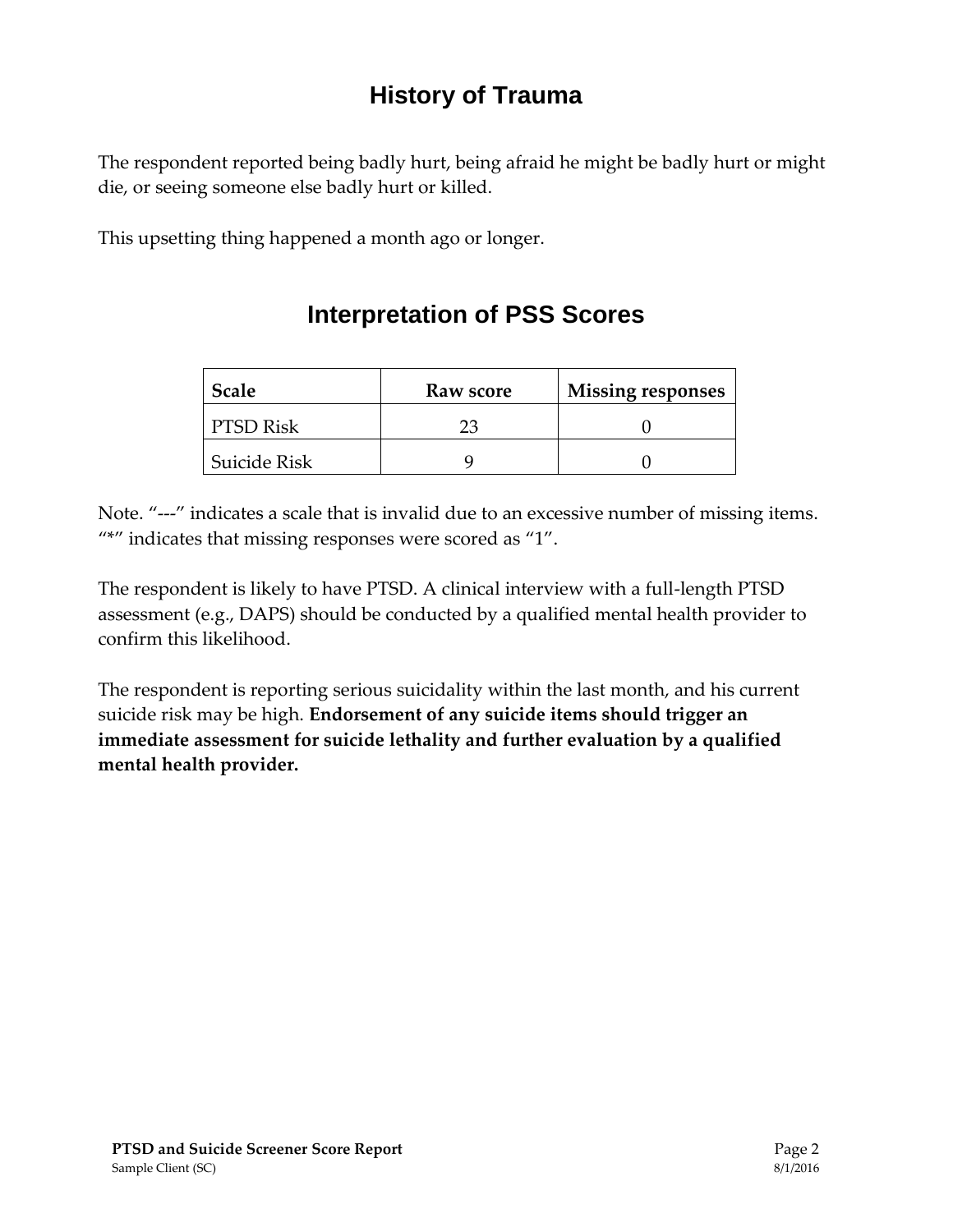## History of Trauma

The respondent reported being badly hurt, being afraid he might be badly hurt or might die, or seeing someone else badly hurt or killed.

This upsetting thing happened a month ago or longer.

## Interpretation of PSS Scores

| Scale | Raw score | Missing responses |
| --- | --- | --- |
| PTSD Risk | 23 | 0 |
| Suicide Risk | 9 | 0 |

Note. “---” indicates a scale that is invalid due to an excessive number of missing items. “*” indicates that missing responses were scored as “1”.

The respondent is likely to have PTSD. A clinical interview with a full-length PTSD assessment (e.g., DAPS) should be conducted by a qualified mental health provider to confirm this likelihood.

The respondent is reporting serious suicidality within the last month, and his current suicide risk may be high. **Endorsement of any suicide items should trigger an immediate assessment for suicide lethality and further evaluation by a qualified mental health provider.**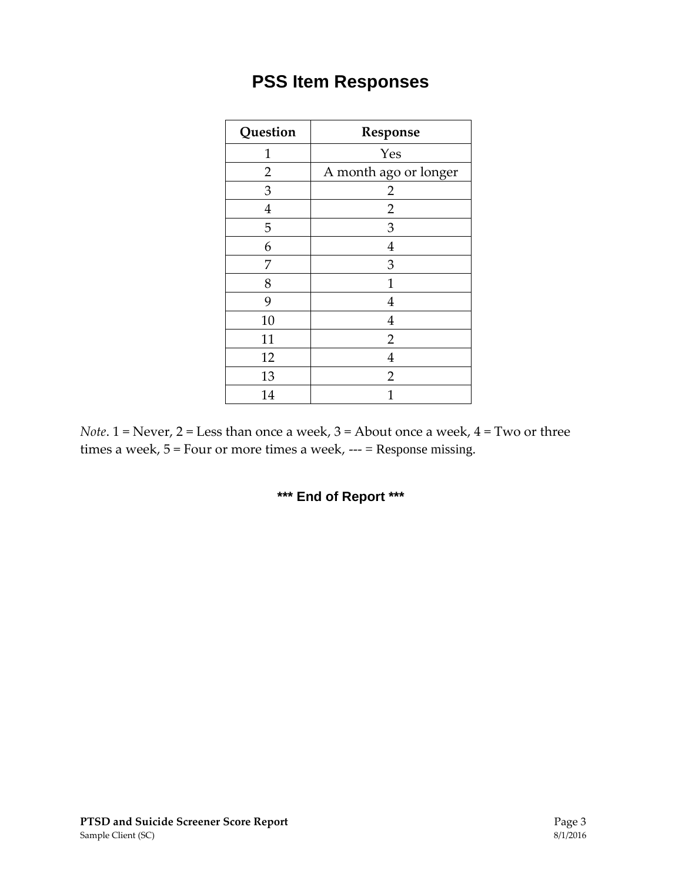# PSS Item Responses

| Question | Response |
|---|---|
| 1 | Yes |
| 2 | A month ago or longer |
| 3 | 2 |
| 4 | 2 |
| 5 | 3 |
| 6 | 4 |
| 7 | 3 |
| 8 | 1 |
| 9 | 4 |
| 10 | 4 |
| 11 | 2 |
| 12 | 4 |
| 13 | 2 |
| 14 | 1 |

*Note*. 1 = Never, 2 = Less than once a week, 3 = About once a week, 4 = Two or three times a week, 5 = Four or more times a week, --- = Response missing.

**\*\*\* End of Report \*\*\***